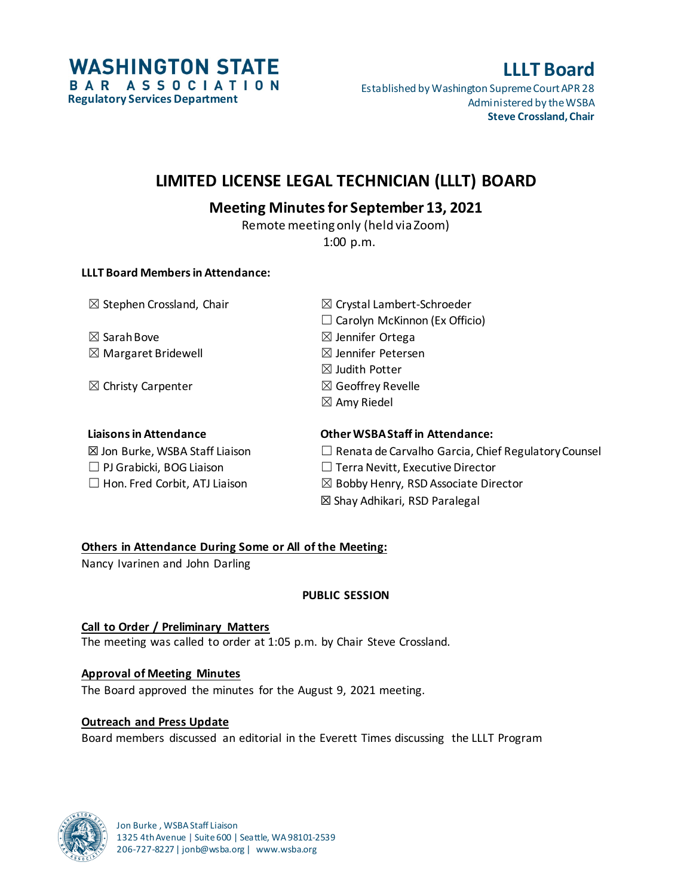**WASHINGTON STATE BAR ASSOCIATION**
**Regulatory Services Department**

**LLLT Board**
Established by Washington Supreme Court APR 28
Administered by the WSBA
**Steve Crossland, Chair**

# LIMITED LICENSE LEGAL TECHNICIAN (LLLT) BOARD

## Meeting Minutes for September 13, 2021

Remote meeting only (held via Zoom)
1:00 p.m.

**LLLT Board Members in Attendance:**

☒ Stephen Crossland, Chair
☒ Sarah Bove
☒ Margaret Bridewell
☒ Christy Carpenter
☒ Crystal Lambert-Schroeder
☐ Carolyn McKinnon (Ex Officio)
☒ Jennifer Ortega
☒ Jennifer Petersen
☒ Judith Potter
☒ Geoffrey Revelle
☒ Amy Riedel

**Liaisons in Attendance**

☒ Jon Burke, WSBA Staff Liaison
☐ PJ Grabicki, BOG Liaison
☐ Hon. Fred Corbit, ATJ Liaison

**Other WSBA Staff in Attendance:**

☐ Renata de Carvalho Garcia, Chief Regulatory Counsel
☐ Terra Nevitt, Executive Director
☒ Bobby Henry, RSD Associate Director
☒ Shay Adhikari, RSD Paralegal

**Others in Attendance During Some or All of the Meeting:**
Nancy Ivarinen and John Darling

**PUBLIC SESSION**

**Call to Order / Preliminary Matters**
The meeting was called to order at 1:05 p.m. by Chair Steve Crossland.

**Approval of Meeting Minutes**
The Board approved the minutes for the August 9, 2021 meeting.

**Outreach and Press Update**
Board members discussed an editorial in the Everett Times discussing the LLLT Program

Jon Burke , WSBA Staff Liaison
1325 4th Avenue | Suite 600 | Seattle, WA 98101-2539
206-727-8227 | jonb@wsba.org | www.wsba.org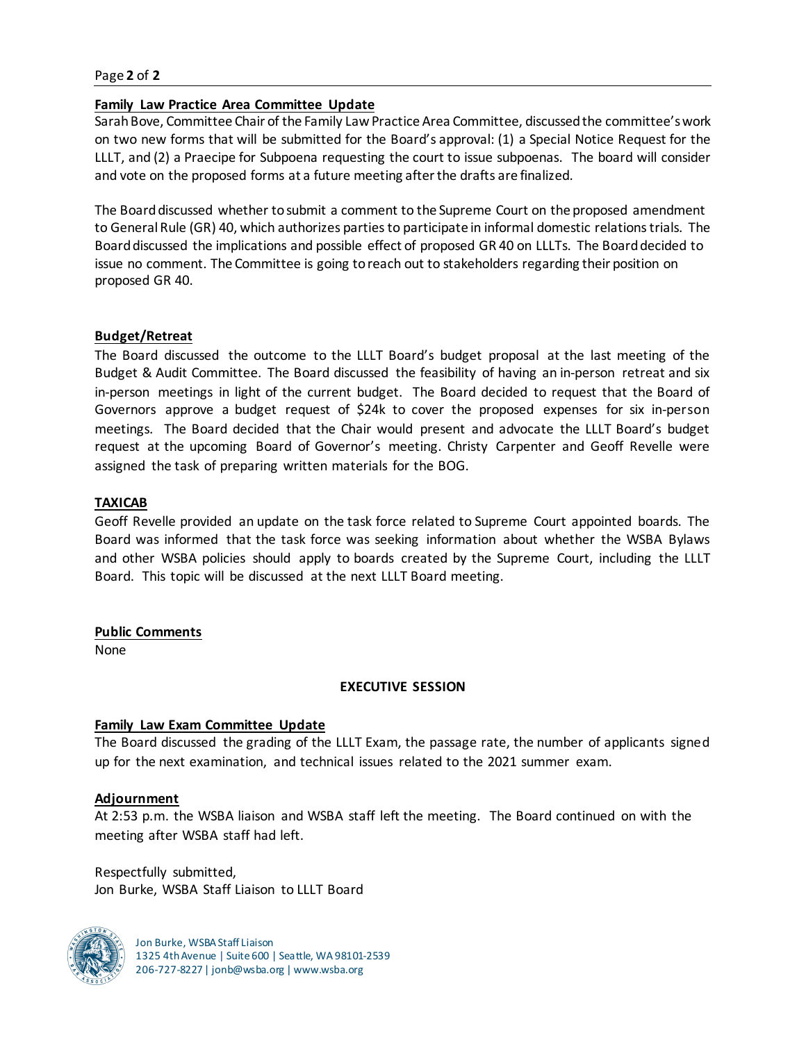**Family Law Practice Area Committee Update**

Sarah Bove, Committee Chair of the Family Law Practice Area Committee, discussed the committee's work on two new forms that will be submitted for the Board's approval: (1) a Special Notice Request for the LLLT, and (2) a Praecipe for Subpoena requesting the court to issue subpoenas. The board will consider and vote on the proposed forms at a future meeting after the drafts are finalized.

The Board discussed whether to submit a comment to the Supreme Court on the proposed amendment to General Rule (GR) 40, which authorizes parties to participate in informal domestic relations trials. The Board discussed the implications and possible effect of proposed GR 40 on LLLTs. The Board decided to issue no comment. The Committee is going to reach out to stakeholders regarding their position on proposed GR 40.

**Budget/Retreat**

The Board discussed the outcome to the LLLT Board's budget proposal at the last meeting of the Budget & Audit Committee. The Board discussed the feasibility of having an in-person retreat and six in-person meetings in light of the current budget. The Board decided to request that the Board of Governors approve a budget request of $24k to cover the proposed expenses for six in-person meetings. The Board decided that the Chair would present and advocate the LLLT Board's budget request at the upcoming Board of Governor's meeting. Christy Carpenter and Geoff Revelle were assigned the task of preparing written materials for the BOG.

**TAXICAB**

Geoff Revelle provided an update on the task force related to Supreme Court appointed boards. The Board was informed that the task force was seeking information about whether the WSBA Bylaws and other WSBA policies should apply to boards created by the Supreme Court, including the LLLT Board. This topic will be discussed at the next LLLT Board meeting.

**Public Comments**

None

**EXECUTIVE SESSION**

**Family Law Exam Committee Update**

The Board discussed the grading of the LLLT Exam, the passage rate, the number of applicants signed up for the next examination, and technical issues related to the 2021 summer exam.

**Adjournment**

At 2:53 p.m. the WSBA liaison and WSBA staff left the meeting. The Board continued on with the meeting after WSBA staff had left.

Respectfully submitted,
Jon Burke, WSBA Staff Liaison to LLLT Board

Jon Burke, WSBA Staff Liaison
1325 4th Avenue | Suite 600 | Seattle, WA 98101-2539
206-727-8227 | jonb@wsba.org | www.wsba.org